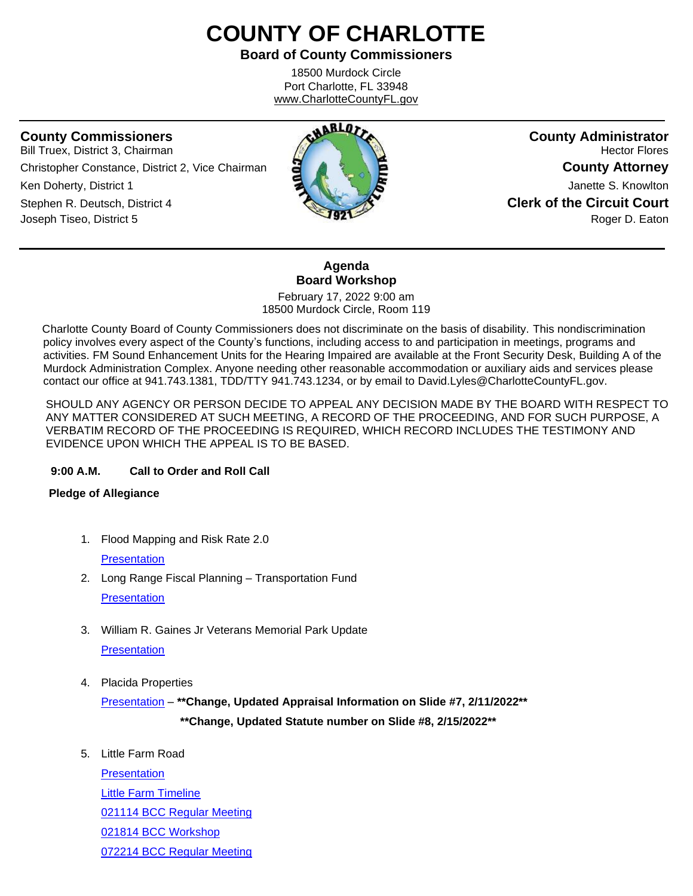# COUNTY OF CHARLOTTE

**Board of County Commissioners**

18500 Murdock Circle
Port Charlotte, FL 33948
www.CharlotteCountyFL.gov

---

**County Commissioners**
Bill Truex, District 3, Chairman
Christopher Constance, District 2, Vice Chairman
Ken Doherty, District 1
Stephen R. Deutsch, District 4
Joseph Tiseo, District 5

**County Administrator**
Hector Flores

**County Attorney**
Janette S. Knowlton

**Clerk of the Circuit Court**
Roger D. Eaton

---

## Agenda
## Board Workshop

February 17, 2022 9:00 am
18500 Murdock Circle, Room 119

Charlotte County Board of County Commissioners does not discriminate on the basis of disability. This nondiscrimination policy involves every aspect of the County's functions, including access to and participation in meetings, programs and activities. FM Sound Enhancement Units for the Hearing Impaired are available at the Front Security Desk, Building A of the Murdock Administration Complex. Anyone needing other reasonable accommodation or auxiliary aids and services please contact our office at 941.743.1381, TDD/TTY 941.743.1234, or by email to David.Lyles@CharlotteCountyFL.gov.

SHOULD ANY AGENCY OR PERSON DECIDE TO APPEAL ANY DECISION MADE BY THE BOARD WITH RESPECT TO ANY MATTER CONSIDERED AT SUCH MEETING, A RECORD OF THE PROCEEDING, AND FOR SUCH PURPOSE, A VERBATIM RECORD OF THE PROCEEDING IS REQUIRED, WHICH RECORD INCLUDES THE TESTIMONY AND EVIDENCE UPON WHICH THE APPEAL IS TO BE BASED.

**9:00 A.M. Call to Order and Roll Call**

**Pledge of Allegiance**

1. Flood Mapping and Risk Rate 2.0

   Presentation

2. Long Range Fiscal Planning – Transportation Fund

   Presentation

3. William R. Gaines Jr Veterans Memorial Park Update

   Presentation

4. Placida Properties

   Presentation – **\*\*Change, Updated Appraisal Information on Slide #7, 2/11/2022\*\***

   **\*\*Change, Updated Statute number on Slide #8, 2/15/2022\*\***

5. Little Farm Road

   Presentation

   Little Farm Timeline

   021114 BCC Regular Meeting

   021814 BCC Workshop

   072214 BCC Regular Meeting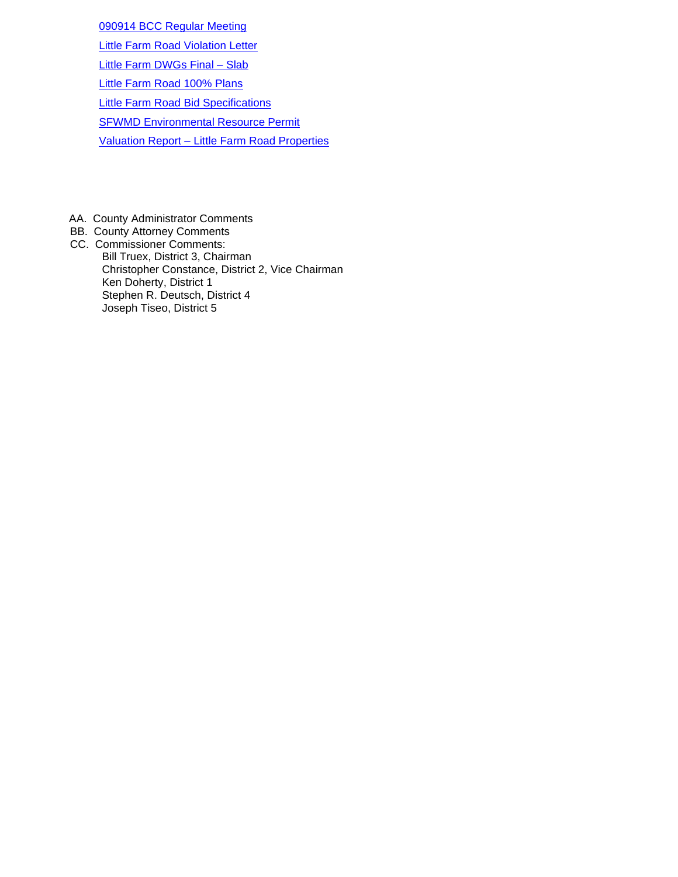- 090914 BCC Regular Meeting
- Little Farm Road Violation Letter
- Little Farm DWGs Final – Slab
- Little Farm Road 100% Plans
- Little Farm Road Bid Specifications
- SFWMD Environmental Resource Permit
- Valuation Report – Little Farm Road Properties

AA. County Administrator Comments

BB. County Attorney Comments

CC. Commissioner Comments:

Bill Truex, District 3, Chairman
Christopher Constance, District 2, Vice Chairman
Ken Doherty, District 1
Stephen R. Deutsch, District 4
Joseph Tiseo, District 5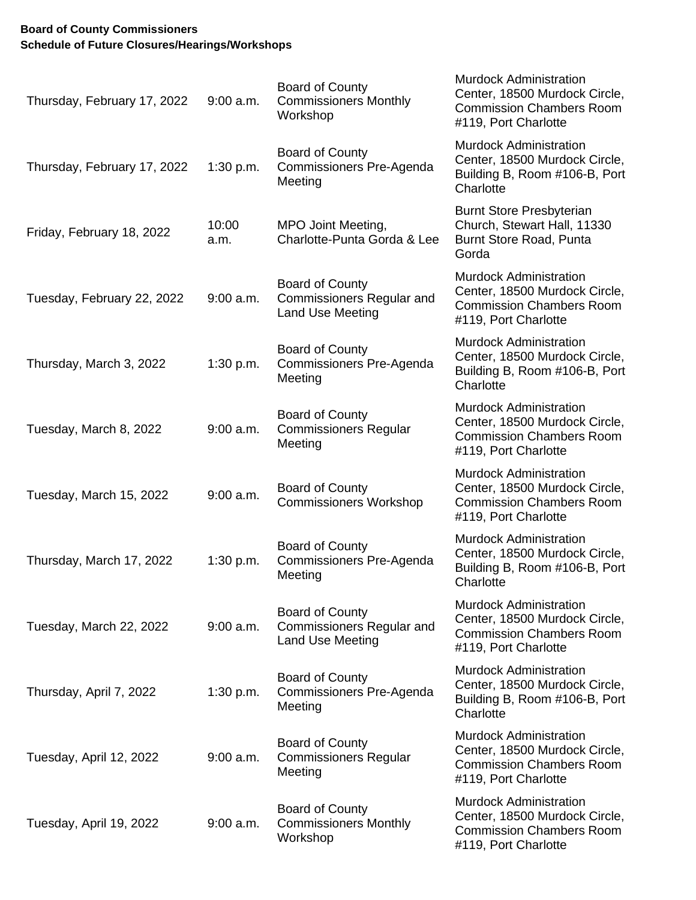**Board of County Commissioners**
**Schedule of Future Closures/Hearings/Workshops**

| Date | Time | Meeting | Location |
|---|---|---|---|
| Thursday, February 17, 2022 | 9:00 a.m. | Board of County Commissioners Monthly Workshop | Murdock Administration Center, 18500 Murdock Circle, Commission Chambers Room #119, Port Charlotte |
| Thursday, February 17, 2022 | 1:30 p.m. | Board of County Commissioners Pre-Agenda Meeting | Murdock Administration Center, 18500 Murdock Circle, Building B, Room #106-B, Port Charlotte |
| Friday, February 18, 2022 | 10:00 a.m. | MPO Joint Meeting, Charlotte-Punta Gorda & Lee | Burnt Store Presbyterian Church, Stewart Hall, 11330 Burnt Store Road, Punta Gorda |
| Tuesday, February 22, 2022 | 9:00 a.m. | Board of County Commissioners Regular and Land Use Meeting | Murdock Administration Center, 18500 Murdock Circle, Commission Chambers Room #119, Port Charlotte |
| Thursday, March 3, 2022 | 1:30 p.m. | Board of County Commissioners Pre-Agenda Meeting | Murdock Administration Center, 18500 Murdock Circle, Building B, Room #106-B, Port Charlotte |
| Tuesday, March 8, 2022 | 9:00 a.m. | Board of County Commissioners Regular Meeting | Murdock Administration Center, 18500 Murdock Circle, Commission Chambers Room #119, Port Charlotte |
| Tuesday, March 15, 2022 | 9:00 a.m. | Board of County Commissioners Workshop | Murdock Administration Center, 18500 Murdock Circle, Commission Chambers Room #119, Port Charlotte |
| Thursday, March 17, 2022 | 1:30 p.m. | Board of County Commissioners Pre-Agenda Meeting | Murdock Administration Center, 18500 Murdock Circle, Building B, Room #106-B, Port Charlotte |
| Tuesday, March 22, 2022 | 9:00 a.m. | Board of County Commissioners Regular and Land Use Meeting | Murdock Administration Center, 18500 Murdock Circle, Commission Chambers Room #119, Port Charlotte |
| Thursday, April 7, 2022 | 1:30 p.m. | Board of County Commissioners Pre-Agenda Meeting | Murdock Administration Center, 18500 Murdock Circle, Building B, Room #106-B, Port Charlotte |
| Tuesday, April 12, 2022 | 9:00 a.m. | Board of County Commissioners Regular Meeting | Murdock Administration Center, 18500 Murdock Circle, Commission Chambers Room #119, Port Charlotte |
| Tuesday, April 19, 2022 | 9:00 a.m. | Board of County Commissioners Monthly Workshop | Murdock Administration Center, 18500 Murdock Circle, Commission Chambers Room #119, Port Charlotte |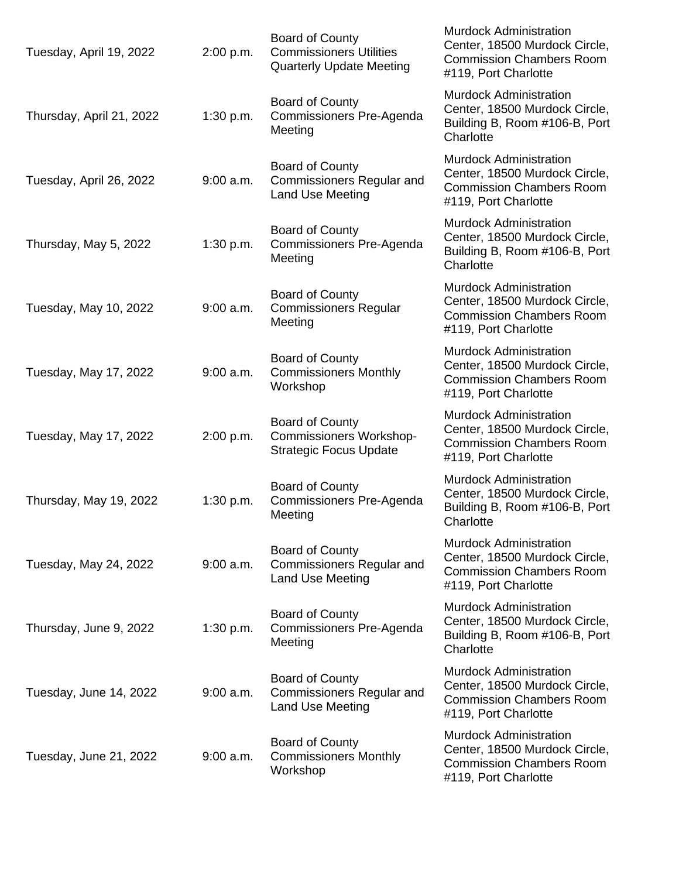| | | | |
|---|---|---|---|
| Tuesday, April 19, 2022 | 2:00 p.m. | Board of County Commissioners Utilities Quarterly Update Meeting | Murdock Administration Center, 18500 Murdock Circle, Commission Chambers Room #119, Port Charlotte |
| Thursday, April 21, 2022 | 1:30 p.m. | Board of County Commissioners Pre-Agenda Meeting | Murdock Administration Center, 18500 Murdock Circle, Building B, Room #106-B, Port Charlotte |
| Tuesday, April 26, 2022 | 9:00 a.m. | Board of County Commissioners Regular and Land Use Meeting | Murdock Administration Center, 18500 Murdock Circle, Commission Chambers Room #119, Port Charlotte |
| Thursday, May 5, 2022 | 1:30 p.m. | Board of County Commissioners Pre-Agenda Meeting | Murdock Administration Center, 18500 Murdock Circle, Building B, Room #106-B, Port Charlotte |
| Tuesday, May 10, 2022 | 9:00 a.m. | Board of County Commissioners Regular Meeting | Murdock Administration Center, 18500 Murdock Circle, Commission Chambers Room #119, Port Charlotte |
| Tuesday, May 17, 2022 | 9:00 a.m. | Board of County Commissioners Monthly Workshop | Murdock Administration Center, 18500 Murdock Circle, Commission Chambers Room #119, Port Charlotte |
| Tuesday, May 17, 2022 | 2:00 p.m. | Board of County Commissioners Workshop-Strategic Focus Update | Murdock Administration Center, 18500 Murdock Circle, Commission Chambers Room #119, Port Charlotte |
| Thursday, May 19, 2022 | 1:30 p.m. | Board of County Commissioners Pre-Agenda Meeting | Murdock Administration Center, 18500 Murdock Circle, Building B, Room #106-B, Port Charlotte |
| Tuesday, May 24, 2022 | 9:00 a.m. | Board of County Commissioners Regular and Land Use Meeting | Murdock Administration Center, 18500 Murdock Circle, Commission Chambers Room #119, Port Charlotte |
| Thursday, June 9, 2022 | 1:30 p.m. | Board of County Commissioners Pre-Agenda Meeting | Murdock Administration Center, 18500 Murdock Circle, Building B, Room #106-B, Port Charlotte |
| Tuesday, June 14, 2022 | 9:00 a.m. | Board of County Commissioners Regular and Land Use Meeting | Murdock Administration Center, 18500 Murdock Circle, Commission Chambers Room #119, Port Charlotte |
| Tuesday, June 21, 2022 | 9:00 a.m. | Board of County Commissioners Monthly Workshop | Murdock Administration Center, 18500 Murdock Circle, Commission Chambers Room #119, Port Charlotte |